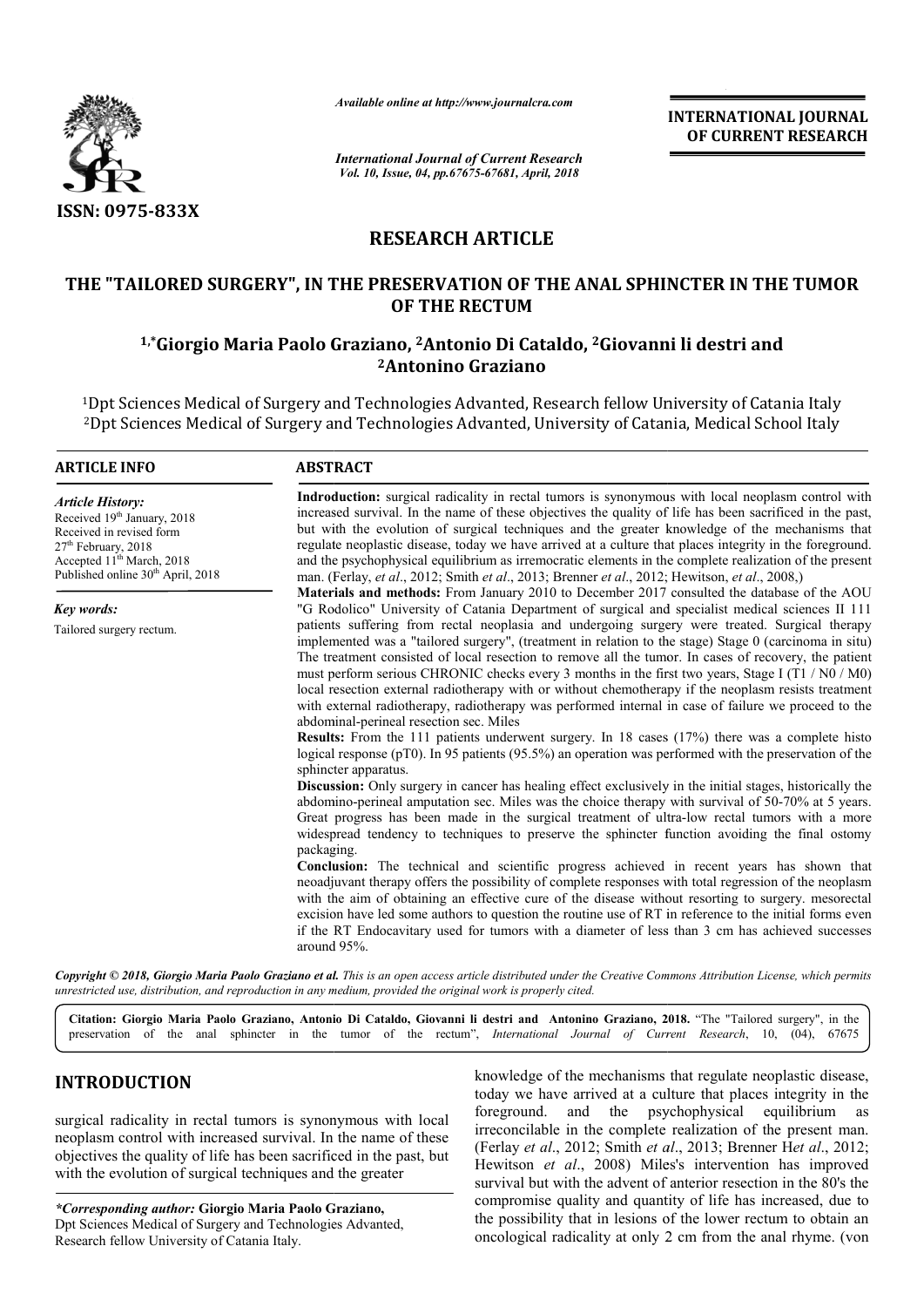ISSN: 0975-833X

*Available online at http://www.journalcra.com*

*International Journal of Current Research*
*Vol. 10, Issue, 04, pp.67675-67681, April, 2018*

**INTERNATIONAL JOURNAL OF CURRENT RESEARCH**

## RESEARCH ARTICLE

# THE "TAILORED SURGERY", IN THE PRESERVATION OF THE ANAL SPHINCTER IN THE TUMOR OF THE RECTUM

**[1,*]Giorgio Maria Paolo Graziano, [2]Antonio Di Cataldo, [2]Giovanni li destri and [2]Antonino Graziano**

[1]Dpt Sciences Medical of Surgery and Technologies Advanted, Research fellow University of Catania Italy
[2]Dpt Sciences Medical of Surgery and Technologies Advanted, University of Catania, Medical School Italy

### ARTICLE INFO

*Article History:*
Received 19th January, 2018
Received in revised form
27th February, 2018
Accepted 11th March, 2018
Published online 30th April, 2018

*Key words:*
Tailored surgery rectum.

### ABSTRACT

**Indroduction:** surgical radicality in rectal tumors is synonymous with local neoplasm control with increased survival. In the name of these objectives the quality of life has been sacrificed in the past, but with the evolution of surgical techniques and the greater knowledge of the mechanisms that regulate neoplastic disease, today we have arrived at a culture that places integrity in the foreground. and the psychophysical equilibrium as irremocratic elements in the complete realization of the present man. (Ferlay, *et al*., 2012; Smith *et al*., 2013; Brenner *et al*., 2012; Hewitson, *et al*., 2008,)

**Materials and methods:** From January 2010 to December 2017 consulted the database of the AOU "G Rodolico" University of Catania Department of surgical and specialist medical sciences II 111 patients suffering from rectal neoplasia and undergoing surgery were treated. Surgical therapy implemented was a "tailored surgery", (treatment in relation to the stage) Stage 0 (carcinoma in situ) The treatment consisted of local resection to remove all the tumor. In cases of recovery, the patient must perform serious CHRONIC checks every 3 months in the first two years, Stage I (T1 / N0 / M0) local resection external radiotherapy with or without chemotherapy if the neoplasm resists treatment with external radiotherapy, radiotherapy was performed internal in case of failure we proceed to the abdominal-perineal resection sec. Miles

**Results:** From the 111 patients underwent surgery. In 18 cases (17%) there was a complete histo logical response (pT0). In 95 patients (95.5%) an operation was performed with the preservation of the sphincter apparatus.

**Discussion:** Only surgery in cancer has healing effect exclusively in the initial stages, historically the abdomino-perineal amputation sec. Miles was the choice therapy with survival of 50-70% at 5 years. Great progress has been made in the surgical treatment of ultra-low rectal tumors with a more widespread tendency to techniques to preserve the sphincter function avoiding the final ostomy packaging.

**Conclusion:** The technical and scientific progress achieved in recent years has shown that neoadjuvant therapy offers the possibility of complete responses with total regression of the neoplasm with the aim of obtaining an effective cure of the disease without resorting to surgery. mesorectal excision have led some authors to question the routine use of RT in reference to the initial forms even if the RT Endocavitary used for tumors with a diameter of less than 3 cm has achieved successes around 95%.

*Copyright © 2018, Giorgio Maria Paolo Graziano et al. This is an open access article distributed under the Creative Commons Attribution License, which permits unrestricted use, distribution, and reproduction in any medium, provided the original work is properly cited.*

**Citation: Giorgio Maria Paolo Graziano, Antonio Di Cataldo, Giovanni li destri and Antonino Graziano, 2018.** "The "Tailored surgery", in the preservation of the anal sphincter in the tumor of the rectum", *International Journal of Current Research*, 10, (04), 67675

## INTRODUCTION

surgical radicality in rectal tumors is synonymous with local neoplasm control with increased survival. In the name of these objectives the quality of life has been sacrificed in the past, but with the evolution of surgical techniques and the greater knowledge of the mechanisms that regulate neoplastic disease, today we have arrived at a culture that places integrity in the foreground. and the psychophysical equilibrium as irreconcilable in the complete realization of the present man. (Ferlay *et al*., 2012; Smith *et al*., 2013; Brenner H*et al*., 2012; Hewitson *et al*., 2008) Miles's intervention has improved survival but with the advent of anterior resection in the 80's the compromise quality and quantity of life has increased, due to the possibility that in lesions of the lower rectum to obtain an oncological radicality at only 2 cm from the anal rhyme. (von

*\*Corresponding author:* **Giorgio Maria Paolo Graziano,**
Dpt Sciences Medical of Surgery and Technologies Advanted,
Research fellow University of Catania Italy.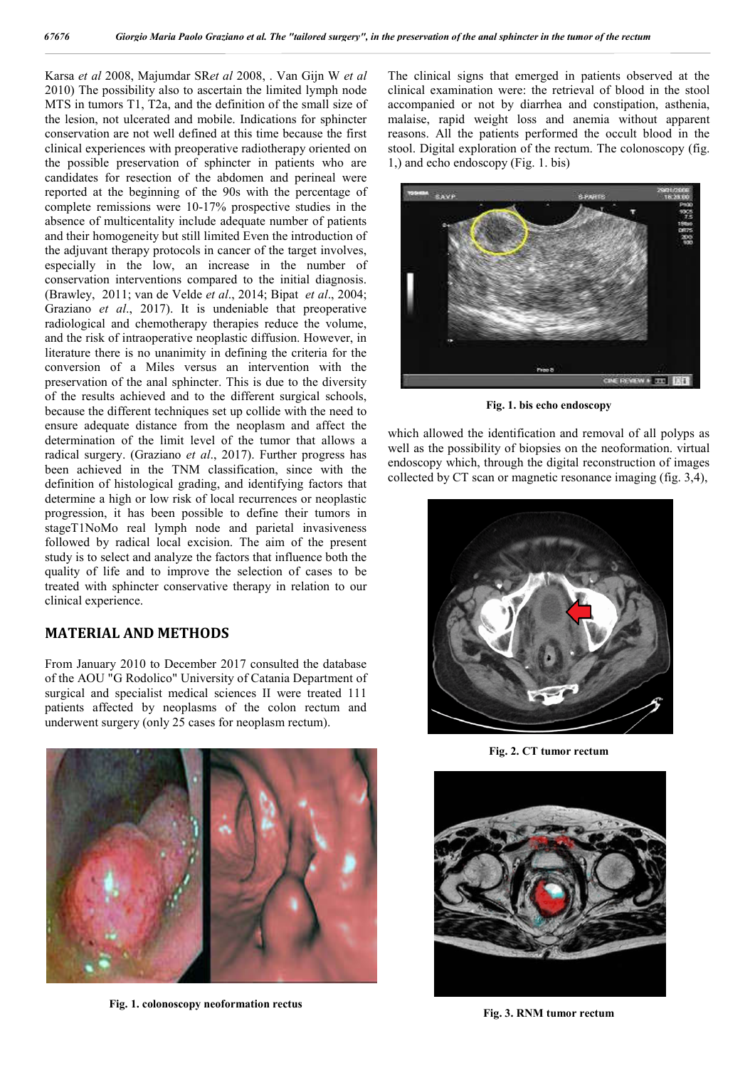Karsa *et al* 2008, Majumdar SR*et al* 2008, . Van Gijn W *et al* 2010) The possibility also to ascertain the limited lymph node MTS in tumors T1, T2a, and the definition of the small size of the lesion, not ulcerated and mobile. Indications for sphincter conservation are not well defined at this time because the first clinical experiences with preoperative radiotherapy oriented on the possible preservation of sphincter in patients who are candidates for resection of the abdomen and perineal were reported at the beginning of the 90s with the percentage of complete remissions were 10-17% prospective studies in the absence of multicentality include adequate number of patients and their homogeneity but still limited Even the introduction of the adjuvant therapy protocols in cancer of the target involves, especially in the low, an increase in the number of conservation interventions compared to the initial diagnosis. (Brawley, 2011; van de Velde *et al*., 2014; Bipat *et al*., 2004; Graziano *et al*., 2017). It is undeniable that preoperative radiological and chemotherapy therapies reduce the volume, and the risk of intraoperative neoplastic diffusion. However, in literature there is no unanimity in defining the criteria for the conversion of a Miles versus an intervention with the preservation of the anal sphincter. This is due to the diversity of the results achieved and to the different surgical schools, because the different techniques set up collide with the need to ensure adequate distance from the neoplasm and affect the determination of the limit level of the tumor that allows a radical surgery. (Graziano *et al*., 2017). Further progress has been achieved in the TNM classification, since with the definition of histological grading, and identifying factors that determine a high or low risk of local recurrences or neoplastic progression, it has been possible to define their tumors in stageT1NoMo real lymph node and parietal invasiveness followed by radical local excision. The aim of the present study is to select and analyze the factors that influence both the quality of life and to improve the selection of cases to be treated with sphincter conservative therapy in relation to our clinical experience.

## MATERIAL AND METHODS

From January 2010 to December 2017 consulted the database of the AOU "G Rodolico" University of Catania Department of surgical and specialist medical sciences II were treated 111 patients affected by neoplasms of the colon rectum and underwent surgery (only 25 cases for neoplasm rectum).

**Fig. 1. colonoscopy neoformation rectus**

The clinical signs that emerged in patients observed at the clinical examination were: the retrieval of blood in the stool accompanied or not by diarrhea and constipation, asthenia, malaise, rapid weight loss and anemia without apparent reasons. All the patients performed the occult blood in the stool. Digital exploration of the rectum. The colonoscopy (fig. 1,) and echo endoscopy (Fig. 1. bis)

**Fig. 1. bis echo endoscopy**

which allowed the identification and removal of all polyps as well as the possibility of biopsies on the neoformation. virtual endoscopy which, through the digital reconstruction of images collected by CT scan or magnetic resonance imaging (fig. 3,4),

**Fig. 2. CT tumor rectum**

**Fig. 3. RNM tumor rectum**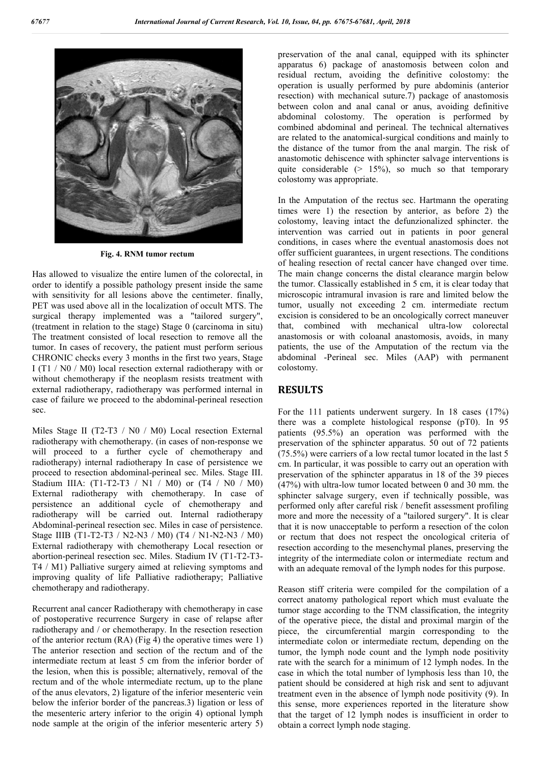Fig. 4. RNM tumor rectum

Has allowed to visualize the entire lumen of the colorectal, in order to identify a possible pathology present inside the same with sensitivity for all lesions above the centimeter. finally, PET was used above all in the localization of occult MTS. The surgical therapy implemented was a "tailored surgery", (treatment in relation to the stage) Stage 0 (carcinoma in situ) The treatment consisted of local resection to remove all the tumor. In cases of recovery, the patient must perform serious CHRONIC checks every 3 months in the first two years, Stage I (T1 / N0 / M0) local resection external radiotherapy with or without chemotherapy if the neoplasm resists treatment with external radiotherapy, radiotherapy was performed internal in case of failure we proceed to the abdominal-perineal resection sec.

Miles Stage II (T2-T3 / N0 / M0) Local resection External radiotherapy with chemotherapy. (in cases of non-response we will proceed to a further cycle of chemotherapy and radiotherapy) internal radiotherapy In case of persistence we proceed to resection abdominal-perineal sec. Miles. Stage III. Stadium IIIA: (T1-T2-T3 / N1 / M0) or (T4 / N0 / M0) External radiotherapy with chemotherapy. In case of persistence an additional cycle of chemotherapy and radiotherapy will be carried out. Internal radiotherapy Abdominal-perineal resection sec. Miles in case of persistence. Stage IIIB (T1-T2-T3 / N2-N3 / M0) (T4 / N1-N2-N3 / M0) External radiotherapy with chemotherapy Local resection or abortion-perineal resection sec. Miles. Stadium IV (T1-T2-T3-T4 / M1) Palliative surgery aimed at relieving symptoms and improving quality of life Palliative radiotherapy; Palliative chemotherapy and radiotherapy.

Recurrent anal cancer Radiotherapy with chemotherapy in case of postoperative recurrence Surgery in case of relapse after radiotherapy and / or chemotherapy. In the resection resection of the anterior rectum (RA) (Fig 4) the operative times were 1) The anterior resection and section of the rectum and of the intermediate rectum at least 5 cm from the inferior border of the lesion, when this is possible; alternatively, removal of the rectum and of the whole intermediate rectum, up to the plane of the anus elevators, 2) ligature of the inferior mesenteric vein below the inferior border of the pancreas.3) ligation or less of the mesenteric artery inferior to the origin 4) optional lymph node sample at the origin of the inferior mesenteric artery 5) preservation of the anal canal, equipped with its sphincter apparatus 6) package of anastomosis between colon and residual rectum, avoiding the definitive colostomy: the operation is usually performed by pure abdominis (anterior resection) with mechanical suture.7) package of anastomosis between colon and anal canal or anus, avoiding definitive abdominal colostomy. The operation is performed by combined abdominal and perineal. The technical alternatives are related to the anatomical-surgical conditions and mainly to the distance of the tumor from the anal margin. The risk of anastomotic dehiscence with sphincter salvage interventions is quite considerable (> 15%), so much so that temporary colostomy was appropriate.

In the Amputation of the rectus sec. Hartmann the operating times were 1) the resection by anterior, as before 2) the colostomy, leaving intact the defunzionalized sphincter. the intervention was carried out in patients in poor general conditions, in cases where the eventual anastomosis does not offer sufficient guarantees, in urgent resections. The conditions of healing resection of rectal cancer have changed over time. The main change concerns the distal clearance margin below the tumor. Classically established in 5 cm, it is clear today that microscopic intramural invasion is rare and limited below the tumor, usually not exceeding 2 cm. intermediate rectum excision is considered to be an oncologically correct maneuver that, combined with mechanical ultra-low colorectal anastomosis or with coloanal anastomosis, avoids, in many patients, the use of the Amputation of the rectum via the abdominal -Perineal sec. Miles (AAP) with permanent colostomy.

## RESULTS

For the 111 patients underwent surgery. In 18 cases (17%) there was a complete histological response (pT0). In 95 patients (95.5%) an operation was performed with the preservation of the sphincter apparatus. 50 out of 72 patients (75.5%) were carriers of a low rectal tumor located in the last 5 cm. In particular, it was possible to carry out an operation with preservation of the sphincter apparatus in 18 of the 39 pieces (47%) with ultra-low tumor located between 0 and 30 mm. the sphincter salvage surgery, even if technically possible, was performed only after careful risk / benefit assessment profiling more and more the necessity of a "tailored surgery". It is clear that it is now unacceptable to perform a resection of the colon or rectum that does not respect the oncological criteria of resection according to the mesenchymal planes, preserving the integrity of the intermediate colon or intermediate rectum and with an adequate removal of the lymph nodes for this purpose.

Reason stiff criteria were compiled for the compilation of a correct anatomy pathological report which must evaluate the tumor stage according to the TNM classification, the integrity of the operative piece, the distal and proximal margin of the piece, the circumferential margin corresponding to the intermediate colon or intermediate rectum, depending on the tumor, the lymph node count and the lymph node positivity rate with the search for a minimum of 12 lymph nodes. In the case in which the total number of lymphosis less than 10, the patient should be considered at high risk and sent to adjuvant treatment even in the absence of lymph node positivity (9). In this sense, more experiences reported in the literature show that the target of 12 lymph nodes is insufficient in order to obtain a correct lymph node staging.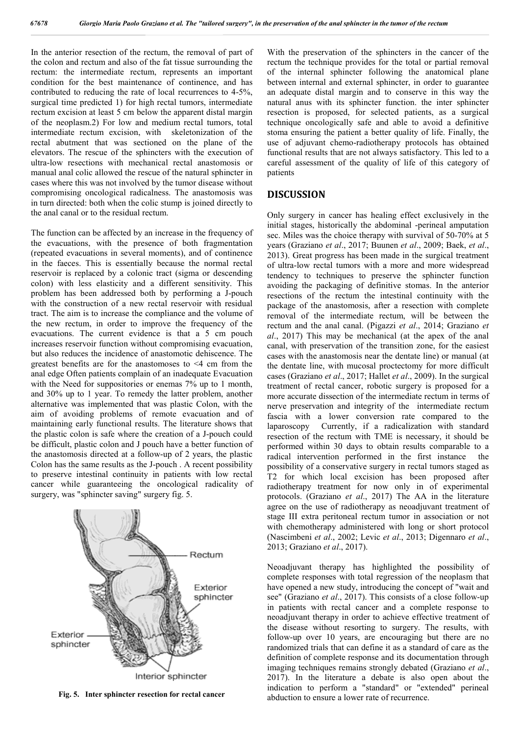In the anterior resection of the rectum, the removal of part of the colon and rectum and also of the fat tissue surrounding the rectum: the intermediate rectum, represents an important condition for the best maintenance of continence, and has contributed to reducing the rate of local recurrences to 4-5%, surgical time predicted 1) for high rectal tumors, intermediate rectum excision at least 5 cm below the apparent distal margin of the neoplasm.2) For low and medium rectal tumors, total intermediate rectum excision, with skeletonization of the rectal abutment that was sectioned on the plane of the elevators. The rescue of the sphincters with the execution of ultra-low resections with mechanical rectal anastomosis or manual anal colic allowed the rescue of the natural sphincter in cases where this was not involved by the tumor disease without compromising oncological radicalness. The anastomosis was in turn directed: both when the colic stump is joined directly to the anal canal or to the residual rectum.

The function can be affected by an increase in the frequency of the evacuations, with the presence of both fragmentation (repeated evacuations in several moments), and of continence in the faeces. This is essentially because the normal rectal reservoir is replaced by a colonic tract (sigma or descending colon) with less elasticity and a different sensitivity. This problem has been addressed both by performing a J-pouch with the construction of a new rectal reservoir with residual tract. The aim is to increase the compliance and the volume of the new rectum, in order to improve the frequency of the evacuations. The current evidence is that a 5 cm pouch increases reservoir function without compromising evacuation, but also reduces the incidence of anastomotic dehiscence. The greatest benefits are for the anastomoses to <4 cm from the anal edge Often patients complain of an inadequate Evacuation with the Need for suppositories or enemas 7% up to 1 month, and 30% up to 1 year. To remedy the latter problem, another alternative was implemented that was plastic Colon, with the aim of avoiding problems of remote evacuation and of maintaining early functional results. The literature shows that the plastic colon is safe where the creation of a J-pouch could be difficult, plastic colon and J pouch have a better function of the anastomosis directed at a follow-up of 2 years, the plastic Colon has the same results as the J-pouch . A recent possibility to preserve intestinal continuity in patients with low rectal cancer while guaranteeing the oncological radicality of surgery, was "sphincter saving" surgery fig. 5.

**Fig. 5. Inter sphincter resection for rectal cancer**

With the preservation of the sphincters in the cancer of the rectum the technique provides for the total or partial removal of the internal sphincter following the anatomical plane between internal and external sphincter, in order to guarantee an adequate distal margin and to conserve in this way the natural anus with its sphincter function. the inter sphincter resection is proposed, for selected patients, as a surgical technique oncologically safe and able to avoid a definitive stoma ensuring the patient a better quality of life. Finally, the use of adjuvant chemo-radiotherapy protocols has obtained functional results that are not always satisfactory. This led to a careful assessment of the quality of life of this category of patients

## DISCUSSION

Only surgery in cancer has healing effect exclusively in the initial stages, historically the abdominal -perineal amputation sec. Miles was the choice therapy with survival of 50-70% at 5 years (Graziano *et al*., 2017; Buunen *et al*., 2009; Baek, *et al*., 2013). Great progress has been made in the surgical treatment of ultra-low rectal tumors with a more and more widespread tendency to techniques to preserve the sphincter function avoiding the packaging of definitive stomas. In the anterior resections of the rectum the intestinal continuity with the package of the anastomosis, after a resection with complete removal of the intermediate rectum, will be between the rectum and the anal canal. (Pigazzi *et al*., 2014; Graziano *et al*., 2017) This may be mechanical (at the apex of the anal canal, with preservation of the transition zone, for the easiest cases with the anastomosis near the dentate line) or manual (at the dentate line, with mucosal proctectomy for more difficult cases (Graziano *et al*., 2017; Hallet *et al*., 2009). In the surgical treatment of rectal cancer, robotic surgery is proposed for a more accurate dissection of the intermediate rectum in terms of nerve preservation and integrity of the intermediate rectum fascia with a lower conversion rate compared to the laparoscopy Currently, if a radicalization with standard resection of the rectum with TME is necessary, it should be performed within 30 days to obtain results comparable to a radical intervention performed in the first instance the possibility of a conservative surgery in rectal tumors staged as T2 for which local excision has been proposed after radiotherapy treatment for now only in of experimental protocols. (Graziano *et al*., 2017) The AA in the literature agree on the use of radiotherapy as neoadjuvant treatment of stage III extra peritoneal rectum tumor in association or not with chemotherapy administered with long or short protocol (Nascimbeni *et al*., 2002; Levic *et al*., 2013; Digennaro *et al*., 2013; Graziano *et al*., 2017).

Neoadjuvant therapy has highlighted the possibility of complete responses with total regression of the neoplasm that have opened a new study, introducing the concept of "wait and see" (Graziano *et al*., 2017). This consists of a close follow-up in patients with rectal cancer and a complete response to neoadjuvant therapy in order to achieve effective treatment of the disease without resorting to surgery. The results, with follow-up over 10 years, are encouraging but there are no randomized trials that can define it as a standard of care as the definition of complete response and its documentation through imaging techniques remains strongly debated (Graziano *et al*., 2017). In the literature a debate is also open about the indication to perform a "standard" or "extended" perineal abduction to ensure a lower rate of recurrence.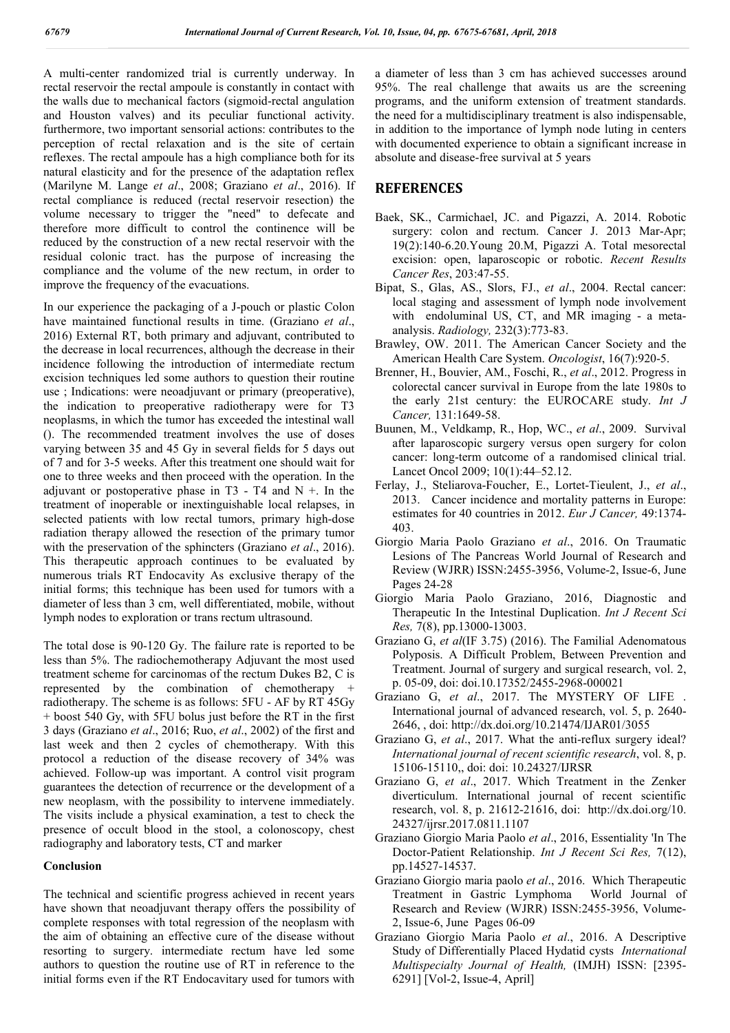A multi-center randomized trial is currently underway. In rectal reservoir the rectal ampoule is constantly in contact with the walls due to mechanical factors (sigmoid-rectal angulation and Houston valves) and its peculiar functional activity. furthermore, two important sensorial actions: contributes to the perception of rectal relaxation and is the site of certain reflexes. The rectal ampoule has a high compliance both for its natural elasticity and for the presence of the adaptation reflex (Marilyne M. Lange *et al*., 2008; Graziano *et al*., 2016). If rectal compliance is reduced (rectal reservoir resection) the volume necessary to trigger the "need" to defecate and therefore more difficult to control the continence will be reduced by the construction of a new rectal reservoir with the residual colonic tract. has the purpose of increasing the compliance and the volume of the new rectum, in order to improve the frequency of the evacuations.

In our experience the packaging of a J-pouch or plastic Colon have maintained functional results in time. (Graziano *et al*., 2016) External RT, both primary and adjuvant, contributed to the decrease in local recurrences, although the decrease in their incidence following the introduction of intermediate rectum excision techniques led some authors to question their routine use ; Indications: were neoadjuvant or primary (preoperative), the indication to preoperative radiotherapy were for T3 neoplasms, in which the tumor has exceeded the intestinal wall (). The recommended treatment involves the use of doses varying between 35 and 45 Gy in several fields for 5 days out of 7 and for 3-5 weeks. After this treatment one should wait for one to three weeks and then proceed with the operation. In the adjuvant or postoperative phase in T3 - T4 and N +. In the treatment of inoperable or inextinguishable local relapses, in selected patients with low rectal tumors, primary high-dose radiation therapy allowed the resection of the primary tumor with the preservation of the sphincters (Graziano *et al*., 2016). This therapeutic approach continues to be evaluated by numerous trials RT Endocavity As exclusive therapy of the initial forms; this technique has been used for tumors with a diameter of less than 3 cm, well differentiated, mobile, without lymph nodes to exploration or trans rectum ultrasound.

The total dose is 90-120 Gy. The failure rate is reported to be less than 5%. The radiochemotherapy Adjuvant the most used treatment scheme for carcinomas of the rectum Dukes B2, C is represented by the combination of chemotherapy + radiotherapy. The scheme is as follows: 5FU - AF by RT 45Gy + boost 540 Gy, with 5FU bolus just before the RT in the first 3 days (Graziano *et al*., 2016; Ruo, *et al*., 2002) of the first and last week and then 2 cycles of chemotherapy. With this protocol a reduction of the disease recovery of 34% was achieved. Follow-up was important. A control visit program guarantees the detection of recurrence or the development of a new neoplasm, with the possibility to intervene immediately. The visits include a physical examination, a test to check the presence of occult blood in the stool, a colonoscopy, chest radiography and laboratory tests, CT and marker

### Conclusion

The technical and scientific progress achieved in recent years have shown that neoadjuvant therapy offers the possibility of complete responses with total regression of the neoplasm with the aim of obtaining an effective cure of the disease without resorting to surgery. intermediate rectum have led some authors to question the routine use of RT in reference to the initial forms even if the RT Endocavitary used for tumors with a diameter of less than 3 cm has achieved successes around 95%. The real challenge that awaits us are the screening programs, and the uniform extension of treatment standards. the need for a multidisciplinary treatment is also indispensable, in addition to the importance of lymph node luting in centers with documented experience to obtain a significant increase in absolute and disease-free survival at 5 years

## REFERENCES

- Baek, SK., Carmichael, JC. and Pigazzi, A. 2014. Robotic surgery: colon and rectum. Cancer J. 2013 Mar-Apr; 19(2):140-6.20.Young 20.M, Pigazzi A. Total mesorectal excision: open, laparoscopic or robotic. *Recent Results Cancer Res*, 203:47-55.
- Bipat, S., Glas, AS., Slors, FJ., *et al*., 2004. Rectal cancer: local staging and assessment of lymph node involvement with endoluminal US, CT, and MR imaging - a meta-analysis. *Radiology,* 232(3):773-83.
- Brawley, OW. 2011. The American Cancer Society and the American Health Care System. *Oncologist*, 16(7):920-5.
- Brenner, H., Bouvier, AM., Foschi, R., *et al*., 2012. Progress in colorectal cancer survival in Europe from the late 1980s to the early 21st century: the EUROCARE study. *Int J Cancer,* 131:1649-58.
- Buunen, M., Veldkamp, R., Hop, WC., *et al*., 2009. Survival after laparoscopic surgery versus open surgery for colon cancer: long-term outcome of a randomised clinical trial. Lancet Oncol 2009; 10(1):44–52.12.
- Ferlay, J., Steliarova-Foucher, E., Lortet-Tieulent, J., *et al*., 2013. Cancer incidence and mortality patterns in Europe: estimates for 40 countries in 2012. *Eur J Cancer,* 49:1374-403.
- Giorgio Maria Paolo Graziano *et al*., 2016. On Traumatic Lesions of The Pancreas World Journal of Research and Review (WJRR) ISSN:2455-3956, Volume-2, Issue-6, June Pages 24-28
- Giorgio Maria Paolo Graziano, 2016, Diagnostic and Therapeutic In the Intestinal Duplication. *Int J Recent Sci Res,* 7(8), pp.13000-13003.
- Graziano G, *et al*(IF 3.75) (2016). The Familial Adenomatous Polyposis. A Difficult Problem, Between Prevention and Treatment. Journal of surgery and surgical research, vol. 2, p. 05-09, doi: doi.10.17352/2455-2968-000021
- Graziano G, *et al*., 2017. The MYSTERY OF LIFE . International journal of advanced research, vol. 5, p. 2640-2646, , doi: http://dx.doi.org/10.21474/IJAR01/3055
- Graziano G, *et al*., 2017. What the anti-reflux surgery ideal? *International journal of recent scientific research*, vol. 8, p. 15106-15110,, doi: doi: 10.24327/IJRSR
- Graziano G, *et al*., 2017. Which Treatment in the Zenker diverticulum. International journal of recent scientific research, vol. 8, p. 21612-21616, doi: http://dx.doi.org/10.24327/ijrsr.2017.0811.1107
- Graziano Giorgio Maria Paolo *et al*., 2016, Essentiality 'In The Doctor-Patient Relationship. *Int J Recent Sci Res,* 7(12), pp.14527-14537.
- Graziano Giorgio maria paolo *et al*., 2016. Which Therapeutic Treatment in Gastric Lymphoma World Journal of Research and Review (WJRR) ISSN:2455-3956, Volume-2, Issue-6, June Pages 06-09
- Graziano Giorgio Maria Paolo *et al*., 2016. A Descriptive Study of Differentially Placed Hydatid cysts *International Multispecialty Journal of Health,* (IMJH) ISSN: [2395-6291] [Vol-2, Issue-4, April]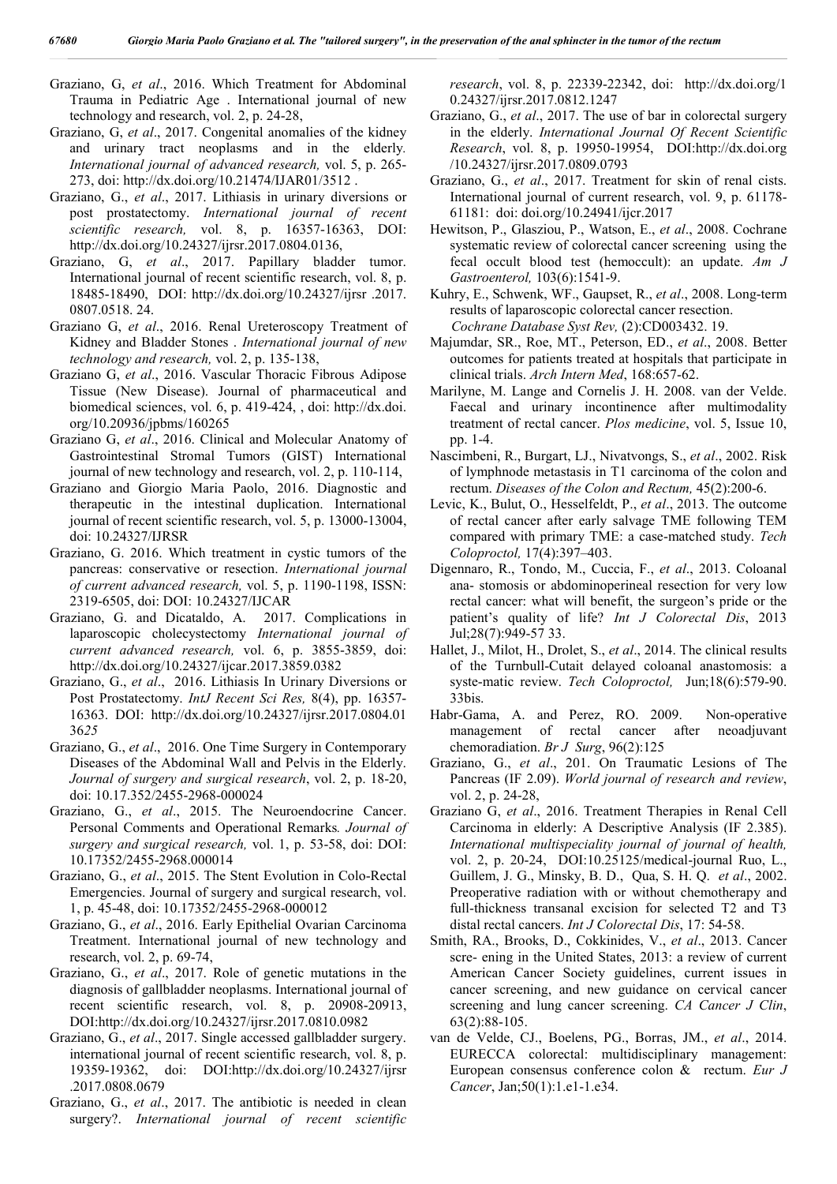Graziano, G, *et al*., 2016. Which Treatment for Abdominal Trauma in Pediatric Age . International journal of new technology and research, vol. 2, p. 24-28,

Graziano, G., *et al*., 2017. Congenital anomalies of the kidney and urinary tract neoplasms and in the elderly. *International journal of advanced research,* vol. 5, p. 265-273, doi: http://dx.doi.org/10.21474/IJAR01/3512 .

Graziano, G., *et al*., 2017. Lithiasis in urinary diversions or post prostatectomy. *International journal of recent scientific research,* vol. 8, p. 16357-16363, DOI: http://dx.doi.org/10.24327/ijrsr.2017.0804.0136,

Graziano, G, *et al*., 2017. Papillary bladder tumor. International journal of recent scientific research, vol. 8, p. 18485-18490, DOI: http://dx.doi.org/10.24327/ijrsr .2017. 0807.0518. 24.

Graziano G, *et al*., 2016. Renal Ureteroscopy Treatment of Kidney and Bladder Stones . *International journal of new technology and research,* vol. 2, p. 135-138,

Graziano G, *et al*., 2016. Vascular Thoracic Fibrous Adipose Tissue (New Disease). Journal of pharmaceutical and biomedical sciences, vol. 6, p. 419-424, , doi: http://dx.doi. org/10.20936/jpbms/160265

Graziano G, *et al*., 2016. Clinical and Molecular Anatomy of Gastrointestinal Stromal Tumors (GIST) International journal of new technology and research, vol. 2, p. 110-114,

Graziano and Giorgio Maria Paolo, 2016. Diagnostic and therapeutic in the intestinal duplication. International journal of recent scientific research, vol. 5, p. 13000-13004, doi: 10.24327/IJRSR

Graziano, G. 2016. Which treatment in cystic tumors of the pancreas: conservative or resection. *International journal of current advanced research,* vol. 5, p. 1190-1198, ISSN: 2319-6505, doi: DOI: 10.24327/IJCAR

Graziano, G. and Dicataldo, A. 2017. Complications in laparoscopic cholecystectomy *International journal of current advanced research,* vol. 6, p. 3855-3859, doi: http://dx.doi.org/10.24327/ijcar.2017.3859.0382

Graziano, G., *et al*., 2016. Lithiasis In Urinary Diversions or Post Prostatectomy. *IntJ Recent Sci Res,* 8(4), pp. 16357-16363. DOI: http://dx.doi.org/10.24327/ijrsr.2017.0804.01 36*25*

Graziano, G., *et al*., 2016. One Time Surgery in Contemporary Diseases of the Abdominal Wall and Pelvis in the Elderly. *Journal of surgery and surgical research*, vol. 2, p. 18-20, doi: 10.17.352/2455-2968-000024

Graziano, G., *et al*., 2015. The Neuroendocrine Cancer. Personal Comments and Operational Remarks*. Journal of surgery and surgical research,* vol. 1, p. 53-58, doi: DOI: 10.17352/2455-2968.000014

Graziano, G., *et al*., 2015. The Stent Evolution in Colo-Rectal Emergencies. Journal of surgery and surgical research, vol. 1, p. 45-48, doi: 10.17352/2455-2968-000012

Graziano, G., *et al*., 2016. Early Epithelial Ovarian Carcinoma Treatment. International journal of new technology and research, vol. 2, p. 69-74,

Graziano, G., *et al*., 2017. Role of genetic mutations in the diagnosis of gallbladder neoplasms. International journal of recent scientific research, vol. 8, p. 20908-20913, DOI:http://dx.doi.org/10.24327/ijrsr.2017.0810.0982

Graziano, G., *et al*., 2017. Single accessed gallbladder surgery. international journal of recent scientific research, vol. 8, p. 19359-19362, doi: DOI:http://dx.doi.org/10.24327/ijrsr .2017.0808.0679

Graziano, G., *et al*., 2017. The antibiotic is needed in clean surgery?. *International journal of recent scientific research*, vol. 8, p. 22339-22342, doi: http://dx.doi.org/10.24327/ijrsr.2017.0812.1247

Graziano, G., *et al*., 2017. The use of bar in colorectal surgery in the elderly. *International Journal Of Recent Scientific Research*, vol. 8, p. 19950-19954, DOI:http://dx.doi.org /10.24327/ijrsr.2017.0809.0793

Graziano, G., *et al*., 2017. Treatment for skin of renal cists. International journal of current research, vol. 9, p. 61178-61181: doi: doi.org/10.24941/ijcr.2017

Hewitson, P., Glasziou, P., Watson, E., *et al*., 2008. Cochrane systematic review of colorectal cancer screening using the fecal occult blood test (hemoccult): an update. *Am J Gastroenterol,* 103(6):1541-9.

Kuhry, E., Schwenk, WF., Gaupset, R., *et al*., 2008. Long-term results of laparoscopic colorectal cancer resection. *Cochrane Database Syst Rev,* (2):CD003432. 19.

Majumdar, SR., Roe, MT., Peterson, ED., *et al*., 2008. Better outcomes for patients treated at hospitals that participate in clinical trials. *Arch Intern Med*, 168:657-62.

Marilyne, M. Lange and Cornelis J. H. 2008. van der Velde. Faecal and urinary incontinence after multimodality treatment of rectal cancer. *Plos medicine*, vol. 5, Issue 10, pp. 1-4.

Nascimbeni, R., Burgart, LJ., Nivatvongs, S., *et al*., 2002. Risk of lymphnode metastasis in T1 carcinoma of the colon and rectum. *Diseases of the Colon and Rectum,* 45(2):200-6.

Levic, K., Bulut, O., Hesselfeldt, P., *et al*., 2013. The outcome of rectal cancer after early salvage TME following TEM compared with primary TME: a case-matched study. *Tech Coloproctol,* 17(4):397–403.

Digennaro, R., Tondo, M., Cuccia, F., *et al*., 2013. Coloanal ana- stomosis or abdominoperineal resection for very low rectal cancer: what will benefit, the surgeon's pride or the patient's quality of life? *Int J Colorectal Dis*, 2013 Jul;28(7):949-57 33.

Hallet, J., Milot, H., Drolet, S., *et al*., 2014. The clinical results of the Turnbull-Cutait delayed coloanal anastomosis: a syste-matic review. *Tech Coloproctol,* Jun;18(6):579-90. 33bis.

Habr-Gama, A. and Perez, RO. 2009. Non-operative management of rectal cancer after neoadjuvant chemoradiation. *Br J Surg*, 96(2):125

Graziano, G., *et al*., 201. On Traumatic Lesions of The Pancreas (IF 2.09). *World journal of research and review*, vol. 2, p. 24-28,

Graziano G, *et al*., 2016. Treatment Therapies in Renal Cell Carcinoma in elderly: A Descriptive Analysis (IF 2.385). *International multispeciality journal of journal of health,* vol. 2, p. 20-24, DOI:10.25125/medical-journal Ruo, L., Guillem, J. G., Minsky, B. D., Qua, S. H. Q. *et al*., 2002. Preoperative radiation with or without chemotherapy and full-thickness transanal excision for selected T2 and T3 distal rectal cancers. *Int J Colorectal Dis*, 17: 54-58.

Smith, RA., Brooks, D., Cokkinides, V., *et al*., 2013. Cancer scre- ening in the United States, 2013: a review of current American Cancer Society guidelines, current issues in cancer screening, and new guidance on cervical cancer screening and lung cancer screening. *CA Cancer J Clin*, 63(2):88-105.

van de Velde, CJ., Boelens, PG., Borras, JM., *et al*., 2014. EURECCA colorectal: multidisciplinary management: European consensus conference colon & rectum. *Eur J Cancer*, Jan;50(1):1.e1-1.e34.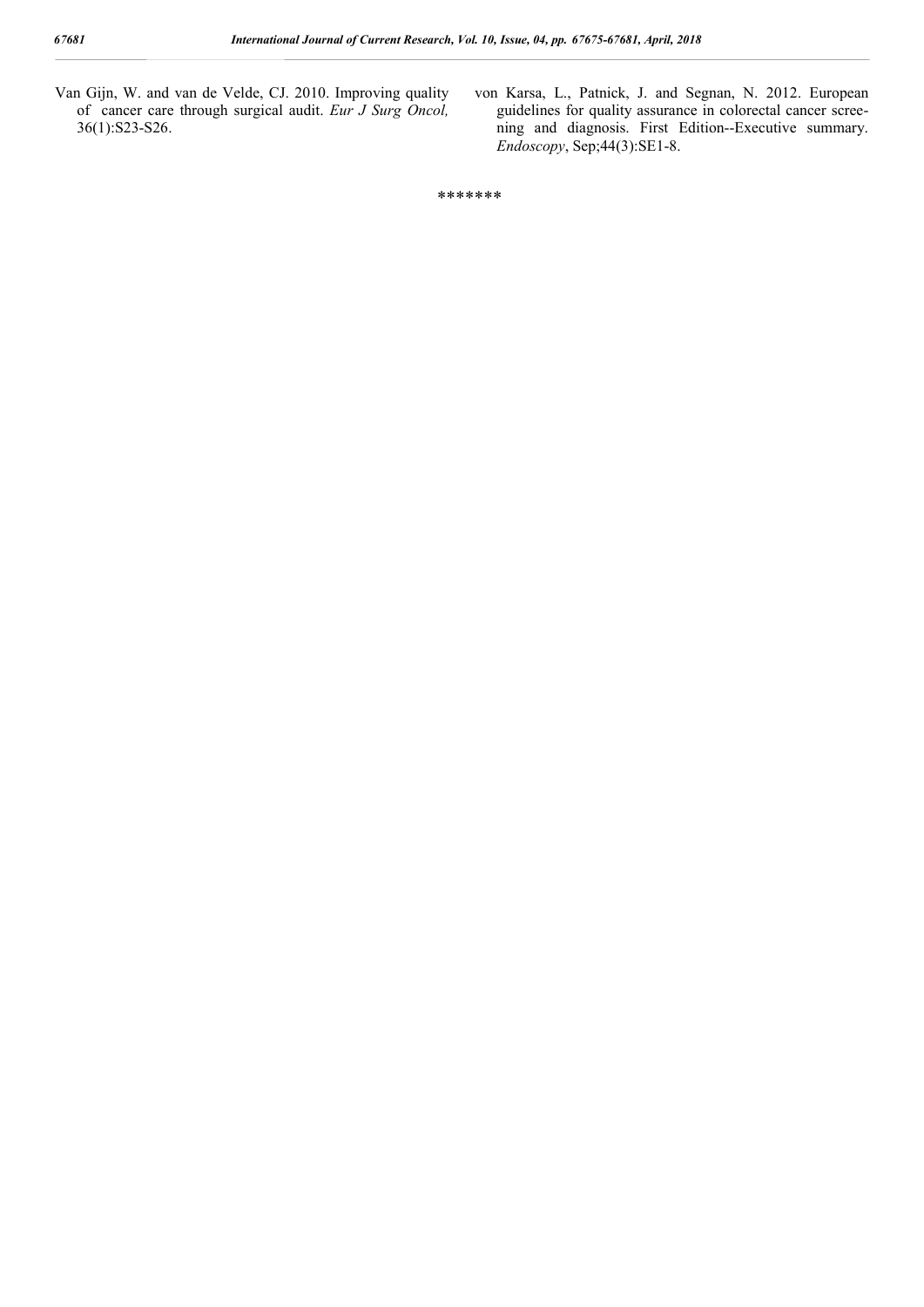Van Gijn, W. and van de Velde, CJ. 2010. Improving quality of cancer care through surgical audit. *Eur J Surg Oncol,* 36(1):S23-S26.

von Karsa, L., Patnick, J. and Segnan, N. 2012. European guidelines for quality assurance in colorectal cancer screening and diagnosis. First Edition--Executive summary. *Endoscopy*, Sep;44(3):SE1-8.

*******